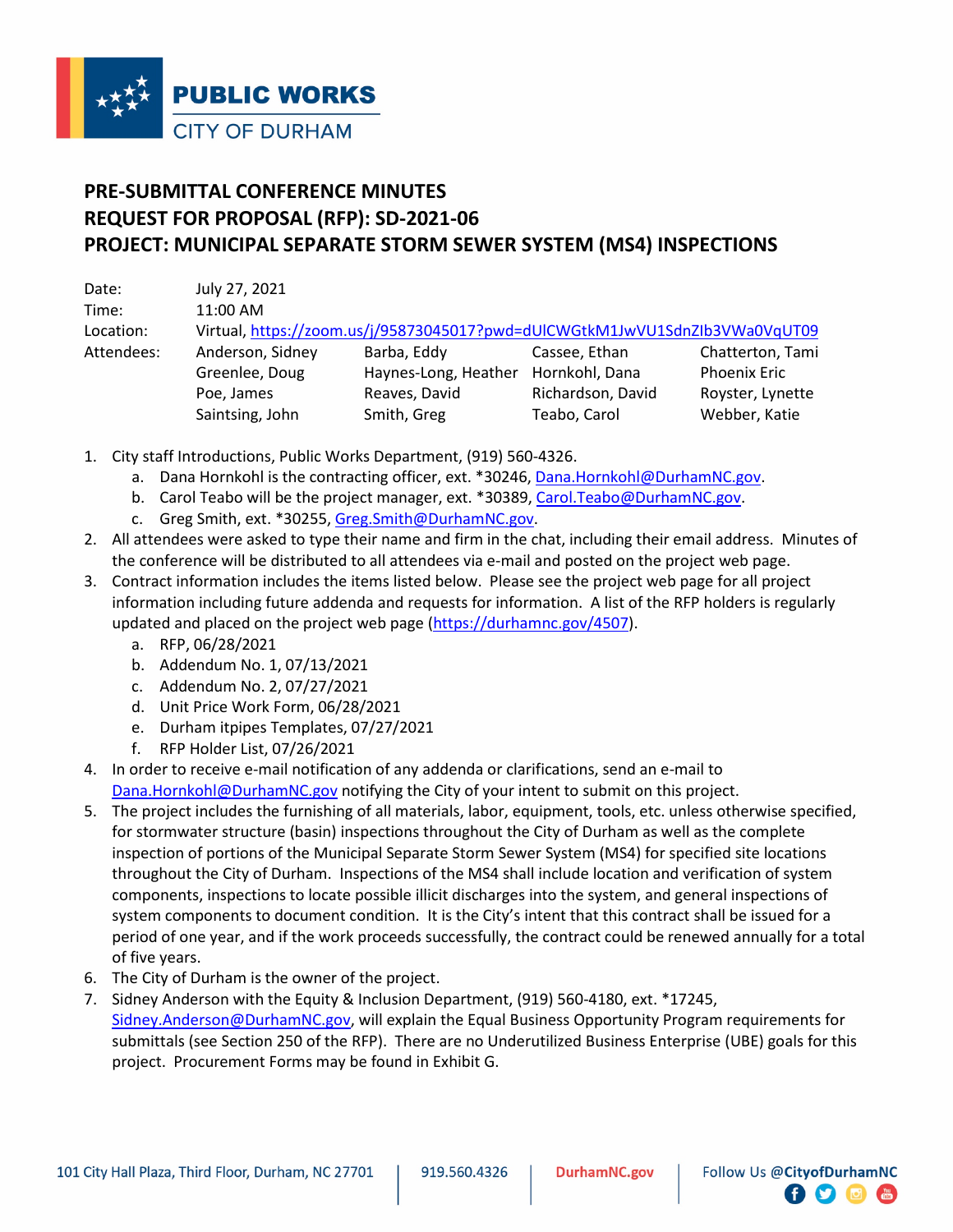# PUBLIC WORKS
## CITY OF DURHAM

### PRE-SUBMITTAL CONFERENCE MINUTES
### REQUEST FOR PROPOSAL (RFP): SD-2021-06
### PROJECT: MUNICIPAL SEPARATE STORM SEWER SYSTEM (MS4) INSPECTIONS

| | | | | |
|---|---|---|---|---|
| Date: | July 27, 2021 | | | |
| Time: | 11:00 AM | | | |
| Location: | Virtual, https://zoom.us/j/95873045017?pwd=dUlCWGtkM1JwVU1SdnZIb3VWa0VqUT09 | | | |
| Attendees: | Anderson, Sidney | Barba, Eddy | Cassee, Ethan | Chatterton, Tami |
| | Greenlee, Doug | Haynes-Long, Heather | Hornkohl, Dana | Phoenix Eric |
| | Poe, James | Reaves, David | Richardson, David | Royster, Lynette |
| | Saintsing, John | Smith, Greg | Teabo, Carol | Webber, Katie |

1. City staff Introductions, Public Works Department, (919) 560-4326.
   a. Dana Hornkohl is the contracting officer, ext. *30246, Dana.Hornkohl@DurhamNC.gov.
   b. Carol Teabo will be the project manager, ext. *30389, Carol.Teabo@DurhamNC.gov.
   c. Greg Smith, ext. *30255, Greg.Smith@DurhamNC.gov.
2. All attendees were asked to type their name and firm in the chat, including their email address. Minutes of the conference will be distributed to all attendees via e-mail and posted on the project web page.
3. Contract information includes the items listed below. Please see the project web page for all project information including future addenda and requests for information. A list of the RFP holders is regularly updated and placed on the project web page (https://durhamnc.gov/4507).
   a. RFP, 06/28/2021
   b. Addendum No. 1, 07/13/2021
   c. Addendum No. 2, 07/27/2021
   d. Unit Price Work Form, 06/28/2021
   e. Durham itpipes Templates, 07/27/2021
   f. RFP Holder List, 07/26/2021
4. In order to receive e-mail notification of any addenda or clarifications, send an e-mail to Dana.Hornkohl@DurhamNC.gov notifying the City of your intent to submit on this project.
5. The project includes the furnishing of all materials, labor, equipment, tools, etc. unless otherwise specified, for stormwater structure (basin) inspections throughout the City of Durham as well as the complete inspection of portions of the Municipal Separate Storm Sewer System (MS4) for specified site locations throughout the City of Durham. Inspections of the MS4 shall include location and verification of system components, inspections to locate possible illicit discharges into the system, and general inspections of system components to document condition. It is the City's intent that this contract shall be issued for a period of one year, and if the work proceeds successfully, the contract could be renewed annually for a total of five years.
6. The City of Durham is the owner of the project.
7. Sidney Anderson with the Equity & Inclusion Department, (919) 560-4180, ext. *17245, Sidney.Anderson@DurhamNC.gov, will explain the Equal Business Opportunity Program requirements for submittals (see Section 250 of the RFP). There are no Underutilized Business Enterprise (UBE) goals for this project. Procurement Forms may be found in Exhibit G.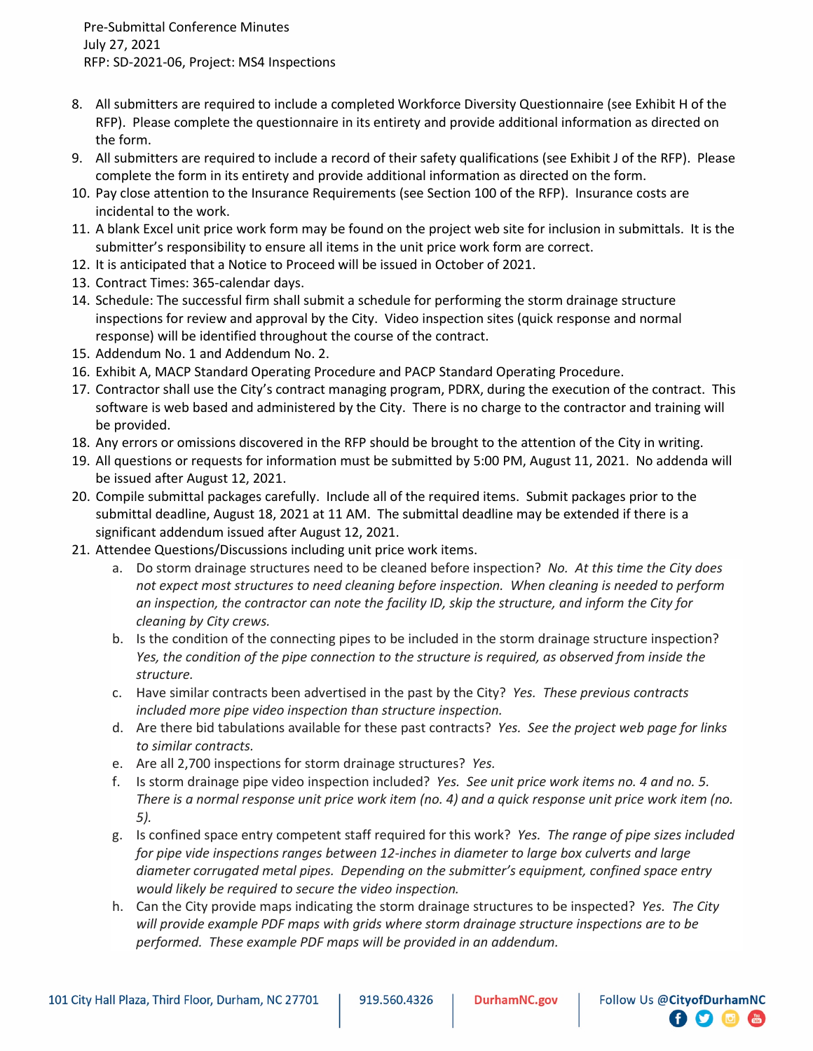8. All submitters are required to include a completed Workforce Diversity Questionnaire (see Exhibit H of the RFP). Please complete the questionnaire in its entirety and provide additional information as directed on the form.
9. All submitters are required to include a record of their safety qualifications (see Exhibit J of the RFP). Please complete the form in its entirety and provide additional information as directed on the form.
10. Pay close attention to the Insurance Requirements (see Section 100 of the RFP). Insurance costs are incidental to the work.
11. A blank Excel unit price work form may be found on the project web site for inclusion in submittals. It is the submitter's responsibility to ensure all items in the unit price work form are correct.
12. It is anticipated that a Notice to Proceed will be issued in October of 2021.
13. Contract Times: 365-calendar days.
14. Schedule: The successful firm shall submit a schedule for performing the storm drainage structure inspections for review and approval by the City. Video inspection sites (quick response and normal response) will be identified throughout the course of the contract.
15. Addendum No. 1 and Addendum No. 2.
16. Exhibit A, MACP Standard Operating Procedure and PACP Standard Operating Procedure.
17. Contractor shall use the City's contract managing program, PDRX, during the execution of the contract. This software is web based and administered by the City. There is no charge to the contractor and training will be provided.
18. Any errors or omissions discovered in the RFP should be brought to the attention of the City in writing.
19. All questions or requests for information must be submitted by 5:00 PM, August 11, 2021. No addenda will be issued after August 12, 2021.
20. Compile submittal packages carefully. Include all of the required items. Submit packages prior to the submittal deadline, August 18, 2021 at 11 AM. The submittal deadline may be extended if there is a significant addendum issued after August 12, 2021.
21. Attendee Questions/Discussions including unit price work items.
    a. Do storm drainage structures need to be cleaned before inspection? *No. At this time the City does not expect most structures to need cleaning before inspection. When cleaning is needed to perform an inspection, the contractor can note the facility ID, skip the structure, and inform the City for cleaning by City crews.*
    b. Is the condition of the connecting pipes to be included in the storm drainage structure inspection? *Yes, the condition of the pipe connection to the structure is required, as observed from inside the structure.*
    c. Have similar contracts been advertised in the past by the City? *Yes. These previous contracts included more pipe video inspection than structure inspection.*
    d. Are there bid tabulations available for these past contracts? *Yes. See the project web page for links to similar contracts.*
    e. Are all 2,700 inspections for storm drainage structures? *Yes.*
    f. Is storm drainage pipe video inspection included? *Yes. See unit price work items no. 4 and no. 5. There is a normal response unit price work item (no. 4) and a quick response unit price work item (no. 5).*
    g. Is confined space entry competent staff required for this work? *Yes. The range of pipe sizes included for pipe vide inspections ranges between 12-inches in diameter to large box culverts and large diameter corrugated metal pipes. Depending on the submitter's equipment, confined space entry would likely be required to secure the video inspection.*
    h. Can the City provide maps indicating the storm drainage structures to be inspected? *Yes. The City will provide example PDF maps with grids where storm drainage structure inspections are to be performed. These example PDF maps will be provided in an addendum.*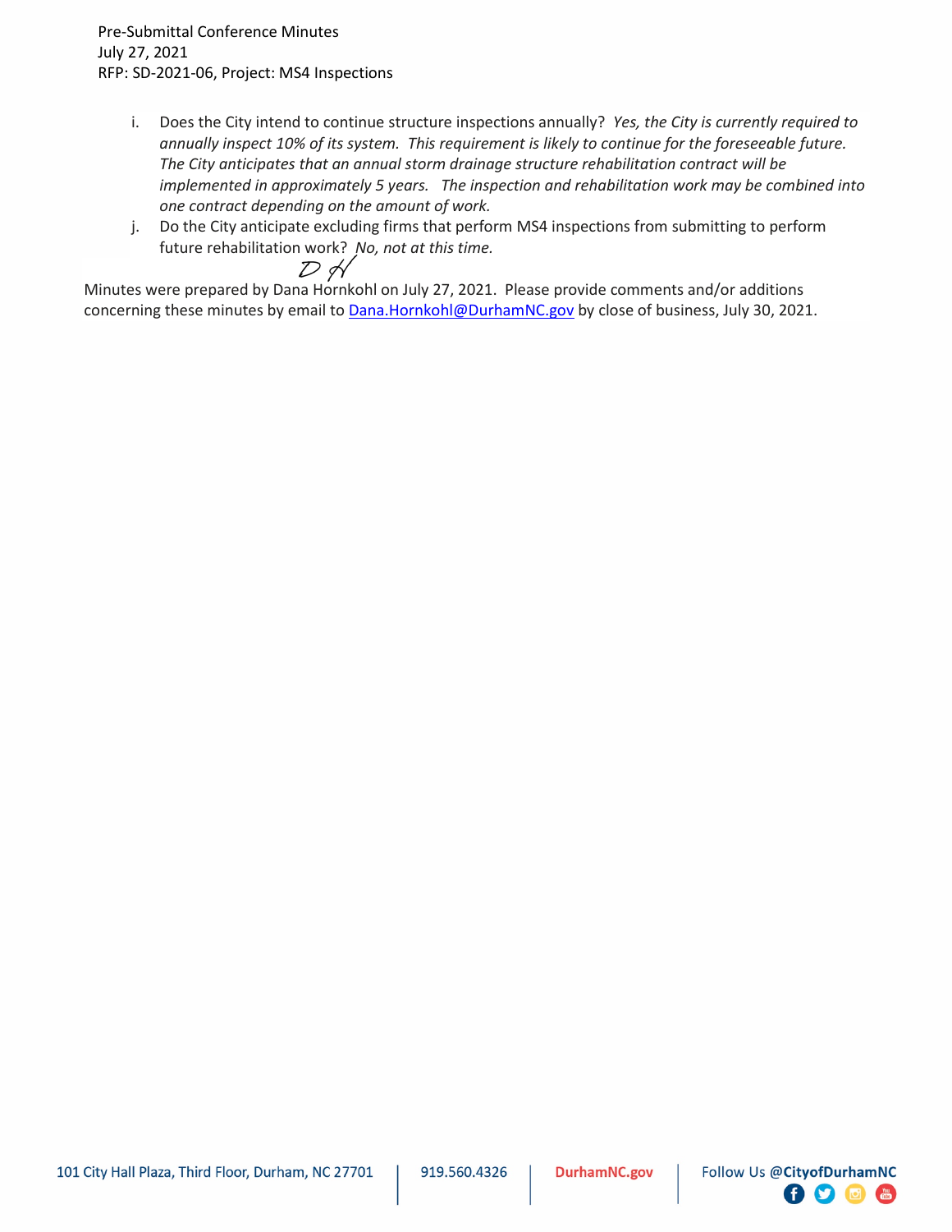i. Does the City intend to continue structure inspections annually? *Yes, the City is currently required to annually inspect 10% of its system. This requirement is likely to continue for the foreseeable future. The City anticipates that an annual storm drainage structure rehabilitation contract will be implemented in approximately 5 years. The inspection and rehabilitation work may be combined into one contract depending on the amount of work.*

j. Do the City anticipate excluding firms that perform MS4 inspections from submitting to perform future rehabilitation work? *No, not at this time.*

DH

Minutes were prepared by Dana Hornkohl on July 27, 2021. Please provide comments and/or additions concerning these minutes by email to Dana.Hornkohl@DurhamNC.gov by close of business, July 30, 2021.